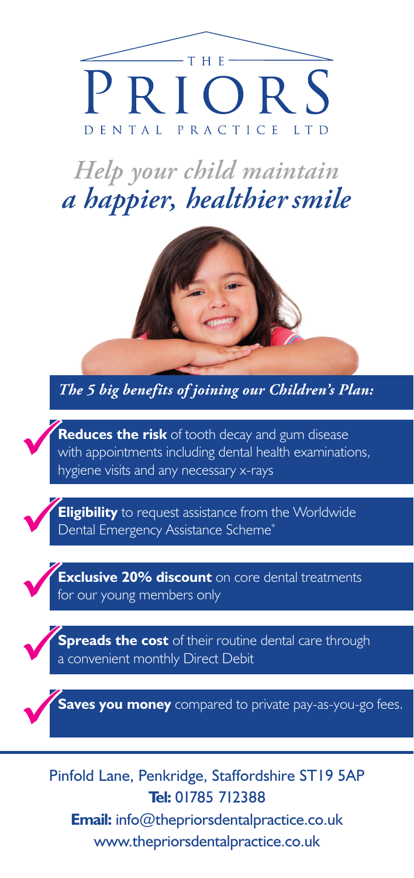# THE PRIORS DENTAL PRACTICE LTD

## *Help your child maintain a happier, healthier smile*

***The 5 big benefits of joining our Children's Plan:***

- ✓ **Reduces the risk** of tooth decay and gum disease with appointments including dental health examinations, hygiene visits and any necessary x-rays
- ✓ **Eligibility** to request assistance from the Worldwide Dental Emergency Assistance Scheme*
- ✓ **Exclusive 20% discount** on core dental treatments for our young members only
- ✓ **Spreads the cost** of their routine dental care through a convenient monthly Direct Debit
- ✓ **Saves you money** compared to private pay-as-you-go fees.

Pinfold Lane, Penkridge, Staffordshire ST19 5AP
**Tel:** 01785 712388
**Email:** info@thepriorsdentalpractice.co.uk
www.thepriorsdentalpractice.co.uk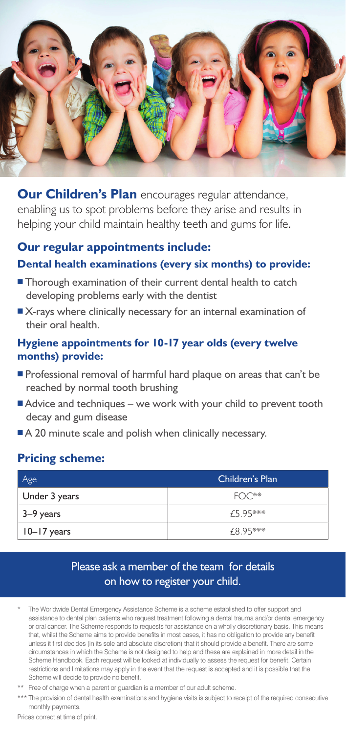**Our Children's Plan** encourages regular attendance, enabling us to spot problems before they arise and results in helping your child maintain healthy teeth and gums for life.

## Our regular appointments include:

### Dental health examinations (every six months) to provide:

- Thorough examination of their current dental health to catch developing problems early with the dentist
- X-rays where clinically necessary for an internal examination of their oral health.

### Hygiene appointments for 10-17 year olds (every twelve months) provide:

- Professional removal of harmful hard plaque on areas that can't be reached by normal tooth brushing
- Advice and techniques – we work with your child to prevent tooth decay and gum disease
- A 20 minute scale and polish when clinically necessary.

## Pricing scheme:

| Age | Children's Plan |
|---|---|
| Under 3 years | FOC** |
| 3–9 years | £5.95*** |
| 10–17 years | £8.95*** |

Please ask a member of the team for details on how to register your child.

\* The Worldwide Dental Emergency Assistance Scheme is a scheme established to offer support and assistance to dental plan patients who request treatment following a dental trauma and/or dental emergency or oral cancer. The Scheme responds to requests for assistance on a wholly discretionary basis. This means that, whilst the Scheme aims to provide benefits in most cases, it has no obligation to provide any benefit unless it first decides (in its sole and absolute discretion) that it should provide a benefit. There are some circumstances in which the Scheme is not designed to help and these are explained in more detail in the Scheme Handbook. Each request will be looked at individually to assess the request for benefit. Certain restrictions and limitations may apply in the event that the request is accepted and it is possible that the Scheme will decide to provide no benefit.

** Free of charge when a parent or guardian is a member of our adult scheme.

*** The provision of dental health examinations and hygiene visits is subject to receipt of the required consecutive monthly payments.

Prices correct at time of print.